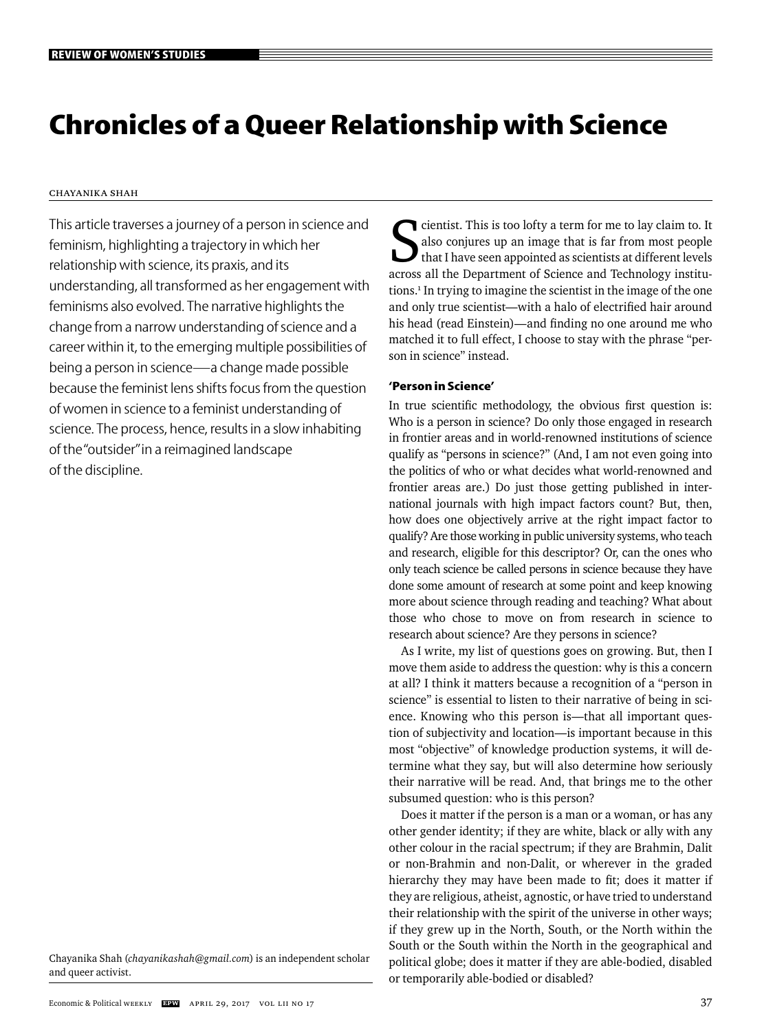# Chronicles of a Queer Relationship with Science

CHAYANIKA SHAH

This article traverses a journey of a person in science and feminism, highlighting a trajectory in which her relationship with science, its praxis, and its understanding, all transformed as her engagement with feminisms also evolved. The narrative highlights the change from a narrow understanding of science and a career within it, to the emerging multiple possibilities of being a person in science—a change made possible because the feminist lens shifts focus from the question of women in science to a feminist understanding of science. The process, hence, results in a slow inhabiting of the "outsider" in a reimagined landscape of the discipline.

Chayanika Shah (*chayanikashah@gmail.com*) is an independent scholar and queer activist.

Scientist. This is too lofty a term for me to lay claim to. It also conjures up an image that is far from most people that I have seen appointed as scientists at different levels across all the Department of Science and Technology institutions.[1] In trying to imagine the scientist in the image of the one and only true scientist—with a halo of electrified hair around his head (read Einstein)—and finding no one around me who matched it to full effect, I choose to stay with the phrase "person in science" instead.

### 'Person in Science'

In true scientific methodology, the obvious first question is: Who is a person in science? Do only those engaged in research in frontier areas and in world-renowned institutions of science qualify as "persons in science?" (And, I am not even going into the politics of who or what decides what world-renowned and frontier areas are.) Do just those getting published in international journals with high impact factors count? But, then, how does one objectively arrive at the right impact factor to qualify? Are those working in public university systems, who teach and research, eligible for this descriptor? Or, can the ones who only teach science be called persons in science because they have done some amount of research at some point and keep knowing more about science through reading and teaching? What about those who chose to move on from research in science to research about science? Are they persons in science?

As I write, my list of questions goes on growing. But, then I move them aside to address the question: why is this a concern at all? I think it matters because a recognition of a "person in science" is essential to listen to their narrative of being in science. Knowing who this person is—that all important question of subjectivity and location—is important because in this most "objective" of knowledge production systems, it will determine what they say, but will also determine how seriously their narrative will be read. And, that brings me to the other subsumed question: who is this person?

Does it matter if the person is a man or a woman, or has any other gender identity; if they are white, black or ally with any other colour in the racial spectrum; if they are Brahmin, Dalit or non-Brahmin and non-Dalit, or wherever in the graded hierarchy they may have been made to fit; does it matter if they are religious, atheist, agnostic, or have tried to understand their relationship with the spirit of the universe in other ways; if they grew up in the North, South, or the North within the South or the South within the North in the geographical and political globe; does it matter if they are able-bodied, disabled or temporarily able-bodied or disabled?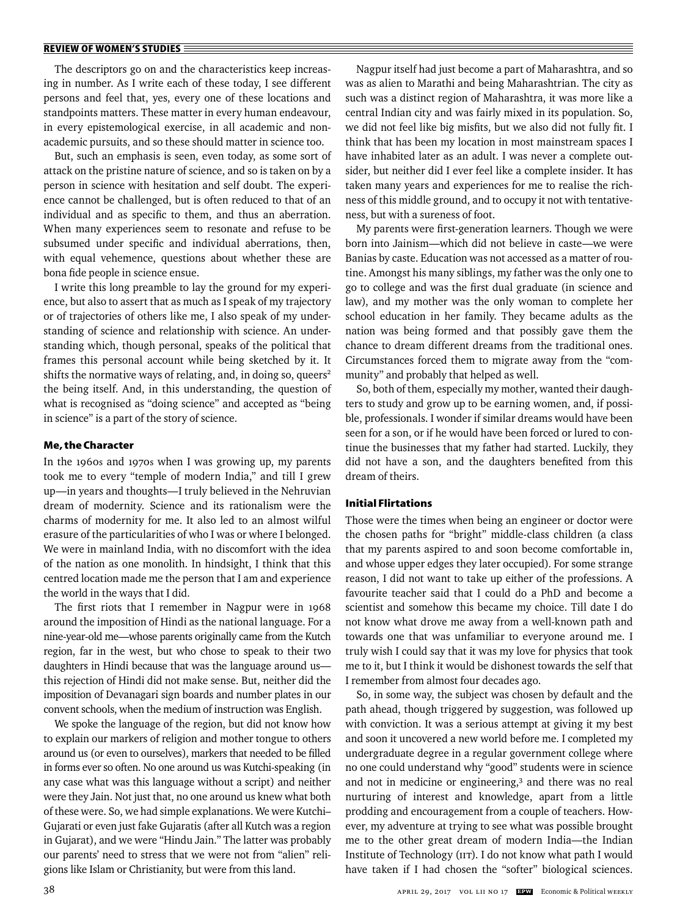The descriptors go on and the characteristics keep increasing in number. As I write each of these today, I see different persons and feel that, yes, every one of these locations and standpoints matters. These matter in every human endeavour, in every epistemological exercise, in all academic and non-academic pursuits, and so these should matter in science too.

But, such an emphasis is seen, even today, as some sort of attack on the pristine nature of science, and so is taken on by a person in science with hesitation and self doubt. The experience cannot be challenged, but is often reduced to that of an individual and as specific to them, and thus an aberration. When many experiences seem to resonate and refuse to be subsumed under specific and individual aberrations, then, with equal vehemence, questions about whether these are bona fide people in science ensue.

I write this long preamble to lay the ground for my experience, but also to assert that as much as I speak of my trajectory or of trajectories of others like me, I also speak of my understanding of science and relationship with science. An understanding which, though personal, speaks of the political that frames this personal account while being sketched by it. It shifts the normative ways of relating, and, in doing so, queers[2] the being itself. And, in this understanding, the question of what is recognised as "doing science" and accepted as "being in science" is a part of the story of science.

### Me, the Character

In the 1960s and 1970s when I was growing up, my parents took me to every "temple of modern India," and till I grew up—in years and thoughts—I truly believed in the Nehruvian dream of modernity. Science and its rationalism were the charms of modernity for me. It also led to an almost wilful erasure of the particularities of who I was or where I belonged. We were in mainland India, with no discomfort with the idea of the nation as one monolith. In hindsight, I think that this centred location made me the person that I am and experience the world in the ways that I did.

The first riots that I remember in Nagpur were in 1968 around the imposition of Hindi as the national language. For a nine-year-old me—whose parents originally came from the Kutch region, far in the west, but who chose to speak to their two daughters in Hindi because that was the language around us—this rejection of Hindi did not make sense. But, neither did the imposition of Devanagari sign boards and number plates in our convent schools, when the medium of instruction was English.

We spoke the language of the region, but did not know how to explain our markers of religion and mother tongue to others around us (or even to ourselves), markers that needed to be filled in forms ever so often. No one around us was Kutchi-speaking (in any case what was this language without a script) and neither were they Jain. Not just that, no one around us knew what both of these were. So, we had simple explanations. We were Kutchi–Gujarati or even just fake Gujaratis (after all Kutch was a region in Gujarat), and we were "Hindu Jain." The latter was probably our parents' need to stress that we were not from "alien" religions like Islam or Christianity, but were from this land.

Nagpur itself had just become a part of Maharashtra, and so was as alien to Marathi and being Maharashtrian. The city as such was a distinct region of Maharashtra, it was more like a central Indian city and was fairly mixed in its population. So, we did not feel like big misfits, but we also did not fully fit. I think that has been my location in most mainstream spaces I have inhabited later as an adult. I was never a complete outsider, but neither did I ever feel like a complete insider. It has taken many years and experiences for me to realise the richness of this middle ground, and to occupy it not with tentativeness, but with a sureness of foot.

My parents were first-generation learners. Though we were born into Jainism—which did not believe in caste—we were Banias by caste. Education was not accessed as a matter of routine. Amongst his many siblings, my father was the only one to go to college and was the first dual graduate (in science and law), and my mother was the only woman to complete her school education in her family. They became adults as the nation was being formed and that possibly gave them the chance to dream different dreams from the traditional ones. Circumstances forced them to migrate away from the "community" and probably that helped as well.

So, both of them, especially my mother, wanted their daughters to study and grow up to be earning women, and, if possible, professionals. I wonder if similar dreams would have been seen for a son, or if he would have been forced or lured to continue the businesses that my father had started. Luckily, they did not have a son, and the daughters benefited from this dream of theirs.

### Initial Flirtations

Those were the times when being an engineer or doctor were the chosen paths for "bright" middle-class children (a class that my parents aspired to and soon become comfortable in, and whose upper edges they later occupied). For some strange reason, I did not want to take up either of the professions. A favourite teacher said that I could do a PhD and become a scientist and somehow this became my choice. Till date I do not know what drove me away from a well-known path and towards one that was unfamiliar to everyone around me. I truly wish I could say that it was my love for physics that took me to it, but I think it would be dishonest towards the self that I remember from almost four decades ago.

So, in some way, the subject was chosen by default and the path ahead, though triggered by suggestion, was followed up with conviction. It was a serious attempt at giving it my best and soon it uncovered a new world before me. I completed my undergraduate degree in a regular government college where no one could understand why "good" students were in science and not in medicine or engineering,[3] and there was no real nurturing of interest and knowledge, apart from a little prodding and encouragement from a couple of teachers. However, my adventure at trying to see what was possible brought me to the other great dream of modern India—the Indian Institute of Technology (IIT). I do not know what path I would have taken if I had chosen the "softer" biological sciences.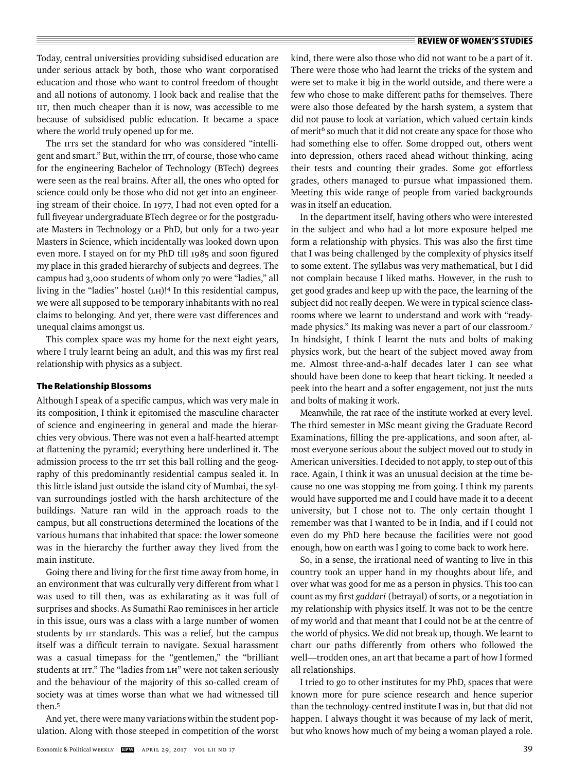Today, central universities providing subsidised education are under serious attack by both, those who want corporatised education and those who want to control freedom of thought and all notions of autonomy. I look back and realise that the IIT, then much cheaper than it is now, was accessible to me because of subsidised public education. It became a space where the world truly opened up for me.

The IITs set the standard for who was considered "intelligent and smart." But, within the IIT, of course, those who came for the engineering Bachelor of Technology (BTech) degrees were seen as the real brains. After all, the ones who opted for science could only be those who did not get into an engineering stream of their choice. In 1977, I had not even opted for a full fiveyear undergraduate BTech degree or for the postgraduate Masters in Technology or a PhD, but only for a two-year Masters in Science, which incidentally was looked down upon even more. I stayed on for my PhD till 1985 and soon figured my place in this graded hierarchy of subjects and degrees. The campus had 3,000 students of whom only 70 were "ladies," all living in the "ladies" hostel (LH)![4] In this residential campus, we were all supposed to be temporary inhabitants with no real claims to belonging. And yet, there were vast differences and unequal claims amongst us.

This complex space was my home for the next eight years, where I truly learnt being an adult, and this was my first real relationship with physics as a subject.

## The Relationship Blossoms

Although I speak of a specific campus, which was very male in its composition, I think it epitomised the masculine character of science and engineering in general and made the hierarchies very obvious. There was not even a half-hearted attempt at flattening the pyramid; everything here underlined it. The admission process to the IIT set this ball rolling and the geography of this predominantly residential campus sealed it. In this little island just outside the island city of Mumbai, the sylvan surroundings jostled with the harsh architecture of the buildings. Nature ran wild in the approach roads to the campus, but all constructions determined the locations of the various humans that inhabited that space: the lower someone was in the hierarchy the further away they lived from the main institute.

Going there and living for the first time away from home, in an environment that was culturally very different from what I was used to till then, was as exhilarating as it was full of surprises and shocks. As Sumathi Rao reminisces in her article in this issue, ours was a class with a large number of women students by IIT standards. This was a relief, but the campus itself was a difficult terrain to navigate. Sexual harassment was a casual timepass for the "gentlemen," the "brilliant students at IIT." The "ladies from LH" were not taken seriously and the behaviour of the majority of this so-called cream of society was at times worse than what we had witnessed till then.[5]

And yet, there were many variations within the student population. Along with those steeped in competition of the worst kind, there were also those who did not want to be a part of it. There were those who had learnt the tricks of the system and were set to make it big in the world outside, and there were a few who chose to make different paths for themselves. There were also those defeated by the harsh system, a system that did not pause to look at variation, which valued certain kinds of merit[6] so much that it did not create any space for those who had something else to offer. Some dropped out, others went into depression, others raced ahead without thinking, acing their tests and counting their grades. Some got effortless grades, others managed to pursue what impassioned them. Meeting this wide range of people from varied backgrounds was in itself an education.

In the department itself, having others who were interested in the subject and who had a lot more exposure helped me form a relationship with physics. This was also the first time that I was being challenged by the complexity of physics itself to some extent. The syllabus was very mathematical, but I did not complain because I liked maths. However, in the rush to get good grades and keep up with the pace, the learning of the subject did not really deepen. We were in typical science classrooms where we learnt to understand and work with "ready-made physics." Its making was never a part of our classroom.[7] In hindsight, I think I learnt the nuts and bolts of making physics work, but the heart of the subject moved away from me. Almost three-and-a-half decades later I can see what should have been done to keep that heart ticking. It needed a peek into the heart and a softer engagement, not just the nuts and bolts of making it work.

Meanwhile, the rat race of the institute worked at every level. The third semester in MSc meant giving the Graduate Record Examinations, filling the pre-applications, and soon after, almost everyone serious about the subject moved out to study in American universities. I decided to not apply, to step out of this race. Again, I think it was an unusual decision at the time because no one was stopping me from going. I think my parents would have supported me and I could have made it to a decent university, but I chose not to. The only certain thought I remember was that I wanted to be in India, and if I could not even do my PhD here because the facilities were not good enough, how on earth was I going to come back to work here.

So, in a sense, the irrational need of wanting to live in this country took an upper hand in my thoughts about life, and over what was good for me as a person in physics. This too can count as my first *gaddari* (betrayal) of sorts, or a negotiation in my relationship with physics itself. It was not to be the centre of my world and that meant that I could not be at the centre of the world of physics. We did not break up, though. We learnt to chart our paths differently from others who followed the well—trodden ones, an art that became a part of how I formed all relationships.

I tried to go to other institutes for my PhD, spaces that were known more for pure science research and hence superior than the technology-centred institute I was in, but that did not happen. I always thought it was because of my lack of merit, but who knows how much of my being a woman played a role.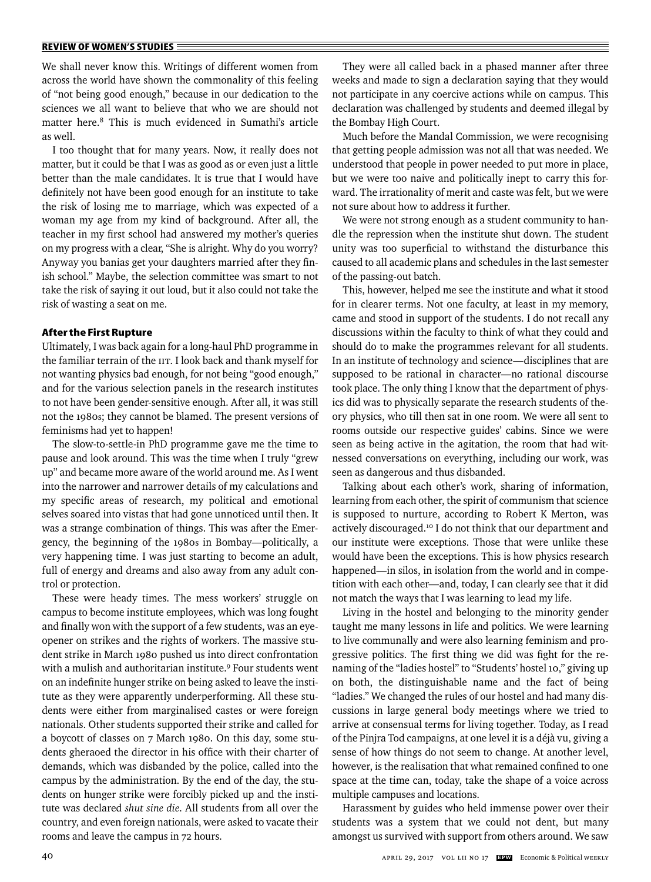We shall never know this. Writings of different women from across the world have shown the commonality of this feeling of "not being good enough," because in our dedication to the sciences we all want to believe that who we are should not matter here.[8] This is much evidenced in Sumathi's article as well.

I too thought that for many years. Now, it really does not matter, but it could be that I was as good as or even just a little better than the male candidates. It is true that I would have definitely not have been good enough for an institute to take the risk of losing me to marriage, which was expected of a woman my age from my kind of background. After all, the teacher in my first school had answered my mother's queries on my progress with a clear, "She is alright. Why do you worry? Anyway you banias get your daughters married after they finish school." Maybe, the selection committee was smart to not take the risk of saying it out loud, but it also could not take the risk of wasting a seat on me.

### After the First Rupture

Ultimately, I was back again for a long-haul PhD programme in the familiar terrain of the IIT. I look back and thank myself for not wanting physics bad enough, for not being "good enough," and for the various selection panels in the research institutes to not have been gender-sensitive enough. After all, it was still not the 1980s; they cannot be blamed. The present versions of feminisms had yet to happen!

The slow-to-settle-in PhD programme gave me the time to pause and look around. This was the time when I truly "grew up" and became more aware of the world around me. As I went into the narrower and narrower details of my calculations and my specific areas of research, my political and emotional selves soared into vistas that had gone unnoticed until then. It was a strange combination of things. This was after the Emergency, the beginning of the 1980s in Bombay—politically, a very happening time. I was just starting to become an adult, full of energy and dreams and also away from any adult control or protection.

These were heady times. The mess workers' struggle on campus to become institute employees, which was long fought and finally won with the support of a few students, was an eye-opener on strikes and the rights of workers. The massive student strike in March 1980 pushed us into direct confrontation with a mulish and authoritarian institute.[9] Four students went on an indefinite hunger strike on being asked to leave the institute as they were apparently underperforming. All these students were either from marginalised castes or were foreign nationals. Other students supported their strike and called for a boycott of classes on 7 March 1980. On this day, some students gheraoed the director in his office with their charter of demands, which was disbanded by the police, called into the campus by the administration. By the end of the day, the students on hunger strike were forcibly picked up and the institute was declared *shut sine die*. All students from all over the country, and even foreign nationals, were asked to vacate their rooms and leave the campus in 72 hours.

They were all called back in a phased manner after three weeks and made to sign a declaration saying that they would not participate in any coercive actions while on campus. This declaration was challenged by students and deemed illegal by the Bombay High Court.

Much before the Mandal Commission, we were recognising that getting people admission was not all that was needed. We understood that people in power needed to put more in place, but we were too naive and politically inept to carry this forward. The irrationality of merit and caste was felt, but we were not sure about how to address it further.

We were not strong enough as a student community to handle the repression when the institute shut down. The student unity was too superficial to withstand the disturbance this caused to all academic plans and schedules in the last semester of the passing-out batch.

This, however, helped me see the institute and what it stood for in clearer terms. Not one faculty, at least in my memory, came and stood in support of the students. I do not recall any discussions within the faculty to think of what they could and should do to make the programmes relevant for all students. In an institute of technology and science—disciplines that are supposed to be rational in character—no rational discourse took place. The only thing I know that the department of physics did was to physically separate the research students of theory physics, who till then sat in one room. We were all sent to rooms outside our respective guides' cabins. Since we were seen as being active in the agitation, the room that had witnessed conversations on everything, including our work, was seen as dangerous and thus disbanded.

Talking about each other's work, sharing of information, learning from each other, the spirit of communism that science is supposed to nurture, according to Robert K Merton, was actively discouraged.[10] I do not think that our department and our institute were exceptions. Those that were unlike these would have been the exceptions. This is how physics research happened—in silos, in isolation from the world and in competition with each other—and, today, I can clearly see that it did not match the ways that I was learning to lead my life.

Living in the hostel and belonging to the minority gender taught me many lessons in life and politics. We were learning to live communally and were also learning feminism and progressive politics. The first thing we did was fight for the renaming of the "ladies hostel" to "Students' hostel 10," giving up on both, the distinguishable name and the fact of being "ladies." We changed the rules of our hostel and had many discussions in large general body meetings where we tried to arrive at consensual terms for living together. Today, as I read of the Pinjra Tod campaigns, at one level it is a déjà vu, giving a sense of how things do not seem to change. At another level, however, is the realisation that what remained confined to one space at the time can, today, take the shape of a voice across multiple campuses and locations.

Harassment by guides who held immense power over their students was a system that we could not dent, but many amongst us survived with support from others around. We saw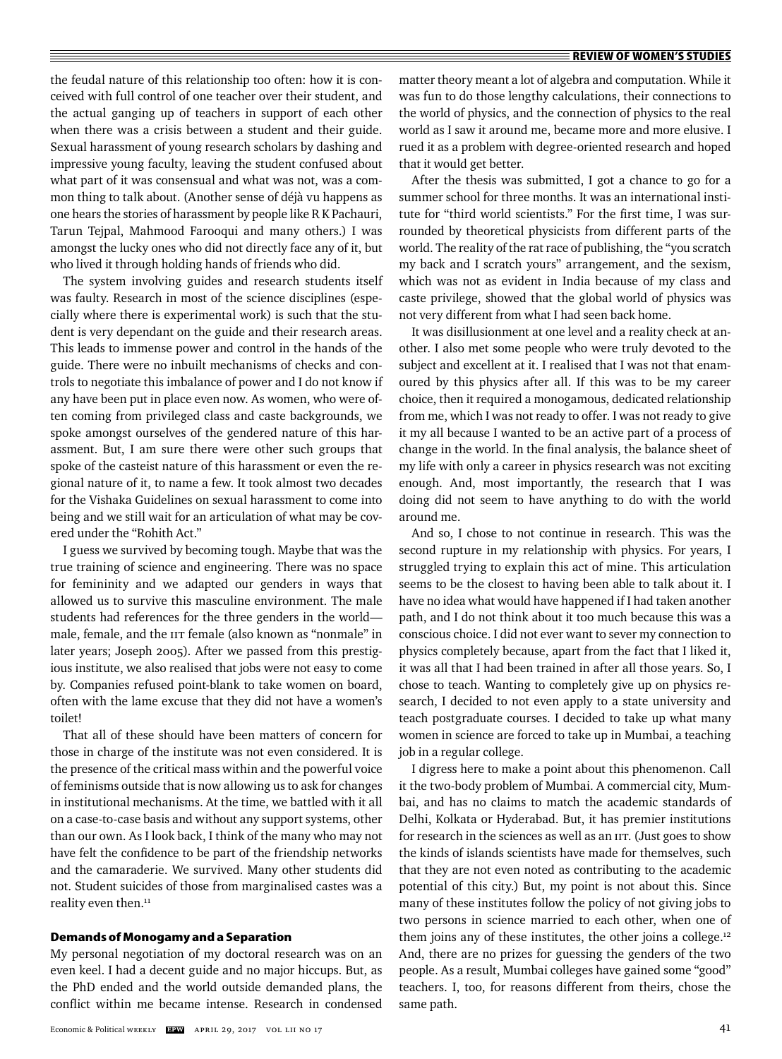the feudal nature of this relationship too often: how it is conceived with full control of one teacher over their student, and the actual ganging up of teachers in support of each other when there was a crisis between a student and their guide. Sexual harassment of young research scholars by dashing and impressive young faculty, leaving the student confused about what part of it was consensual and what was not, was a common thing to talk about. (Another sense of déjà vu happens as one hears the stories of harassment by people like R K Pachauri, Tarun Tejpal, Mahmood Farooqui and many others.) I was amongst the lucky ones who did not directly face any of it, but who lived it through holding hands of friends who did.

The system involving guides and research students itself was faulty. Research in most of the science disciplines (especially where there is experimental work) is such that the student is very dependant on the guide and their research areas. This leads to immense power and control in the hands of the guide. There were no inbuilt mechanisms of checks and controls to negotiate this imbalance of power and I do not know if any have been put in place even now. As women, who were often coming from privileged class and caste backgrounds, we spoke amongst ourselves of the gendered nature of this harassment. But, I am sure there were other such groups that spoke of the casteist nature of this harassment or even the regional nature of it, to name a few. It took almost two decades for the Vishaka Guidelines on sexual harassment to come into being and we still wait for an articulation of what may be covered under the "Rohith Act."

I guess we survived by becoming tough. Maybe that was the true training of science and engineering. There was no space for femininity and we adapted our genders in ways that allowed us to survive this masculine environment. The male students had references for the three genders in the world—male, female, and the IIT female (also known as "nonmale" in later years; Joseph 2005). After we passed from this prestigious institute, we also realised that jobs were not easy to come by. Companies refused point-blank to take women on board, often with the lame excuse that they did not have a women's toilet!

That all of these should have been matters of concern for those in charge of the institute was not even considered. It is the presence of the critical mass within and the powerful voice of feminisms outside that is now allowing us to ask for changes in institutional mechanisms. At the time, we battled with it all on a case-to-case basis and without any support systems, other than our own. As I look back, I think of the many who may not have felt the confidence to be part of the friendship networks and the camaraderie. We survived. Many other students did not. Student suicides of those from marginalised castes was a reality even then.[11]

## Demands of Monogamy and a Separation

My personal negotiation of my doctoral research was on an even keel. I had a decent guide and no major hiccups. But, as the PhD ended and the world outside demanded plans, the conflict within me became intense. Research in condensed matter theory meant a lot of algebra and computation. While it was fun to do those lengthy calculations, their connections to the world of physics, and the connection of physics to the real world as I saw it around me, became more and more elusive. I rued it as a problem with degree-oriented research and hoped that it would get better.

After the thesis was submitted, I got a chance to go for a summer school for three months. It was an international institute for "third world scientists." For the first time, I was surrounded by theoretical physicists from different parts of the world. The reality of the rat race of publishing, the "you scratch my back and I scratch yours" arrangement, and the sexism, which was not as evident in India because of my class and caste privilege, showed that the global world of physics was not very different from what I had seen back home.

It was disillusionment at one level and a reality check at another. I also met some people who were truly devoted to the subject and excellent at it. I realised that I was not that enamoured by this physics after all. If this was to be my career choice, then it required a monogamous, dedicated relationship from me, which I was not ready to offer. I was not ready to give it my all because I wanted to be an active part of a process of change in the world. In the final analysis, the balance sheet of my life with only a career in physics research was not exciting enough. And, most importantly, the research that I was doing did not seem to have anything to do with the world around me.

And so, I chose to not continue in research. This was the second rupture in my relationship with physics. For years, I struggled trying to explain this act of mine. This articulation seems to be the closest to having been able to talk about it. I have no idea what would have happened if I had taken another path, and I do not think about it too much because this was a conscious choice. I did not ever want to sever my connection to physics completely because, apart from the fact that I liked it, it was all that I had been trained in after all those years. So, I chose to teach. Wanting to completely give up on physics research, I decided to not even apply to a state university and teach postgraduate courses. I decided to take up what many women in science are forced to take up in Mumbai, a teaching job in a regular college.

I digress here to make a point about this phenomenon. Call it the two-body problem of Mumbai. A commercial city, Mumbai, and has no claims to match the academic standards of Delhi, Kolkata or Hyderabad. But, it has premier institutions for research in the sciences as well as an IIT. (Just goes to show the kinds of islands scientists have made for themselves, such that they are not even noted as contributing to the academic potential of this city.) But, my point is not about this. Since many of these institutes follow the policy of not giving jobs to two persons in science married to each other, when one of them joins any of these institutes, the other joins a college.[12] And, there are no prizes for guessing the genders of the two people. As a result, Mumbai colleges have gained some "good" teachers. I, too, for reasons different from theirs, chose the same path.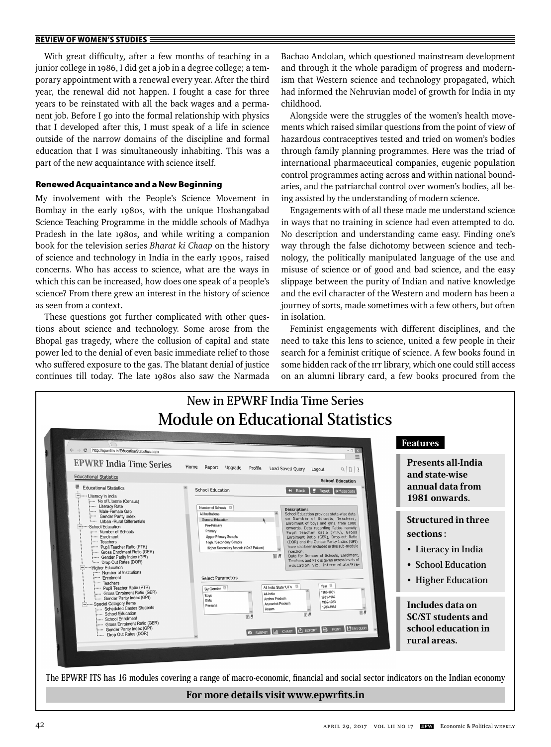With great difficulty, after a few months of teaching in a junior college in 1986, I did get a job in a degree college; a temporary appointment with a renewal every year. After the third year, the renewal did not happen. I fought a case for three years to be reinstated with all the back wages and a permanent job. Before I go into the formal relationship with physics that I developed after this, I must speak of a life in science outside of the narrow domains of the discipline and formal education that I was simultaneously inhabiting. This was a part of the new acquaintance with science itself.

### Renewed Acquaintance and a New Beginning

My involvement with the People's Science Movement in Bombay in the early 1980s, with the unique Hoshangabad Science Teaching Programme in the middle schools of Madhya Pradesh in the late 1980s, and while writing a companion book for the television series *Bharat ki Chaap* on the history of science and technology in India in the early 1990s, raised concerns. Who has access to science, what are the ways in which this can be increased, how does one speak of a people's science? From there grew an interest in the history of science as seen from a context.

These questions got further complicated with other questions about science and technology. Some arose from the Bhopal gas tragedy, where the collusion of capital and state power led to the denial of even basic immediate relief to those who suffered exposure to the gas. The blatant denial of justice continues till today. The late 1980s also saw the Narmada Bachao Andolan, which questioned mainstream development and through it the whole paradigm of progress and modernism that Western science and technology propagated, which had informed the Nehruvian model of growth for India in my childhood.

Alongside were the struggles of the women's health movements which raised similar questions from the point of view of hazardous contraceptives tested and tried on women's bodies through family planning programmes. Here was the triad of international pharmaceutical companies, eugenic population control programmes acting across and within national boundaries, and the patriarchal control over women's bodies, all being assisted by the understanding of modern science.

Engagements with of all these made me understand science in ways that no training in science had even attempted to do. No description and understanding came easy. Finding one's way through the false dichotomy between science and technology, the politically manipulated language of the use and misuse of science or of good and bad science, and the easy slippage between the purity of Indian and native knowledge and the evil character of the Western and modern has been a journey of sorts, made sometimes with a few others, but often in isolation.

Feminist engagements with different disciplines, and the need to take this lens to science, united a few people in their search for a feminist critique of science. A few books found in some hidden rack of the IIT library, which one could still access on an alumni library card, a few books procured from the

---

## New in EPWRF India Time Series
## Module on Educational Statistics

**Features**

**Presents all-India and state-wise annual data from 1981 onwards.**

**Structured in three sections:**

- Literacy in India
- School Education
- Higher Education

**Includes data on SC/ST students and school education in rural areas.**

The EPWRF ITS has 16 modules covering a range of macro-economic, financial and social sector indicators on the Indian economy

**For more details visit www.epwrfits.in**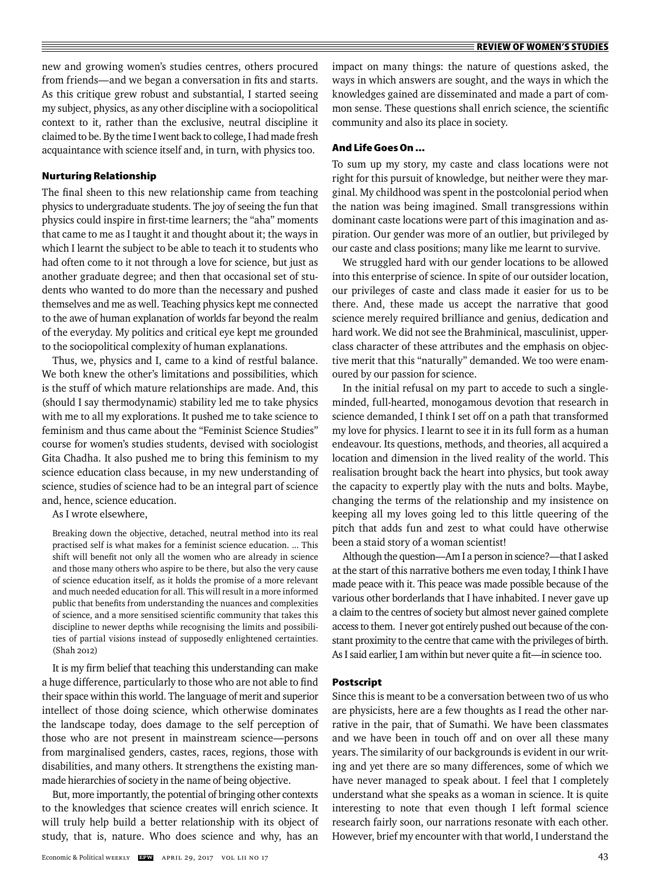new and growing women's studies centres, others procured from friends—and we began a conversation in fits and starts. As this critique grew robust and substantial, I started seeing my subject, physics, as any other discipline with a sociopolitical context to it, rather than the exclusive, neutral discipline it claimed to be. By the time I went back to college, I had made fresh acquaintance with science itself and, in turn, with physics too.

### Nurturing Relationship

The final sheen to this new relationship came from teaching physics to undergraduate students. The joy of seeing the fun that physics could inspire in first-time learners; the "aha" moments that came to me as I taught it and thought about it; the ways in which I learnt the subject to be able to teach it to students who had often come to it not through a love for science, but just as another graduate degree; and then that occasional set of students who wanted to do more than the necessary and pushed themselves and me as well. Teaching physics kept me connected to the awe of human explanation of worlds far beyond the realm of the everyday. My politics and critical eye kept me grounded to the sociopolitical complexity of human explanations.

Thus, we, physics and I, came to a kind of restful balance. We both knew the other's limitations and possibilities, which is the stuff of which mature relationships are made. And, this (should I say thermodynamic) stability led me to take physics with me to all my explorations. It pushed me to take science to feminism and thus came about the "Feminist Science Studies" course for women's studies students, devised with sociologist Gita Chadha. It also pushed me to bring this feminism to my science education class because, in my new understanding of science, studies of science had to be an integral part of science and, hence, science education.

As I wrote elsewhere,

> Breaking down the objective, detached, neutral method into its real practised self is what makes for a feminist science education. ... This shift will benefit not only all the women who are already in science and those many others who aspire to be there, but also the very cause of science education itself, as it holds the promise of a more relevant and much needed education for all. This will result in a more informed public that benefits from understanding the nuances and complexities of science, and a more sensitised scientific community that takes this discipline to newer depths while recognising the limits and possibilities of partial visions instead of supposedly enlightened certainties. (Shah 2012)

It is my firm belief that teaching this understanding can make a huge difference, particularly to those who are not able to find their space within this world. The language of merit and superior intellect of those doing science, which otherwise dominates the landscape today, does damage to the self perception of those who are not present in mainstream science—persons from marginalised genders, castes, races, regions, those with disabilities, and many others. It strengthens the existing man-made hierarchies of society in the name of being objective.

But, more importantly, the potential of bringing other contexts to the knowledges that science creates will enrich science. It will truly help build a better relationship with its object of study, that is, nature. Who does science and why, has an impact on many things: the nature of questions asked, the ways in which answers are sought, and the ways in which the knowledges gained are disseminated and made a part of common sense. These questions shall enrich science, the scientific community and also its place in society.

### And Life Goes On ...

To sum up my story, my caste and class locations were not right for this pursuit of knowledge, but neither were they marginal. My childhood was spent in the postcolonial period when the nation was being imagined. Small transgressions within dominant caste locations were part of this imagination and aspiration. Our gender was more of an outlier, but privileged by our caste and class positions; many like me learnt to survive.

We struggled hard with our gender locations to be allowed into this enterprise of science. In spite of our outsider location, our privileges of caste and class made it easier for us to be there. And, these made us accept the narrative that good science merely required brilliance and genius, dedication and hard work. We did not see the Brahminical, masculinist, upper-class character of these attributes and the emphasis on objective merit that this "naturally" demanded. We too were enamoured by our passion for science.

In the initial refusal on my part to accede to such a single-minded, full-hearted, monogamous devotion that research in science demanded, I think I set off on a path that transformed my love for physics. I learnt to see it in its full form as a human endeavour. Its questions, methods, and theories, all acquired a location and dimension in the lived reality of the world. This realisation brought back the heart into physics, but took away the capacity to expertly play with the nuts and bolts. Maybe, changing the terms of the relationship and my insistence on keeping all my loves going led to this little queering of the pitch that adds fun and zest to what could have otherwise been a staid story of a woman scientist!

Although the question—Am I a person in science?—that I asked at the start of this narrative bothers me even today, I think I have made peace with it. This peace was made possible because of the various other borderlands that I have inhabited. I never gave up a claim to the centres of society but almost never gained complete access to them. I never got entirely pushed out because of the constant proximity to the centre that came with the privileges of birth. As I said earlier, I am within but never quite a fit—in science too.

### Postscript

Since this is meant to be a conversation between two of us who are physicists, here are a few thoughts as I read the other narrative in the pair, that of Sumathi. We have been classmates and we have been in touch off and on over all these many years. The similarity of our backgrounds is evident in our writing and yet there are so many differences, some of which we have never managed to speak about. I feel that I completely understand what she speaks as a woman in science. It is quite interesting to note that even though I left formal science research fairly soon, our narrations resonate with each other. However, brief my encounter with that world, I understand the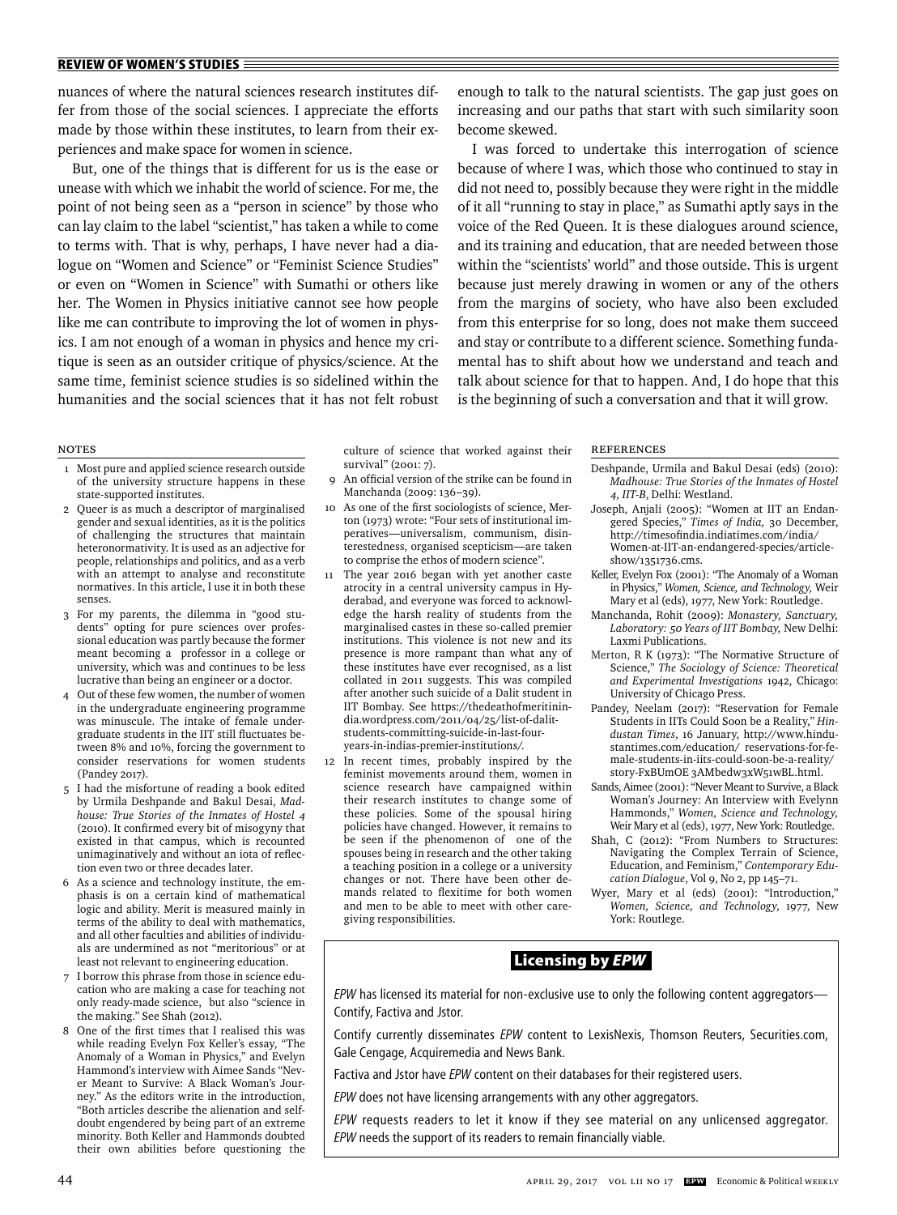nuances of where the natural sciences research institutes differ from those of the social sciences. I appreciate the efforts made by those within these institutes, to learn from their experiences and make space for women in science.

But, one of the things that is different for us is the ease or unease with which we inhabit the world of science. For me, the point of not being seen as a "person in science" by those who can lay claim to the label "scientist," has taken a while to come to terms with. That is why, perhaps, I have never had a dialogue on "Women and Science" or "Feminist Science Studies" or even on "Women in Science" with Sumathi or others like her. The Women in Physics initiative cannot see how people like me can contribute to improving the lot of women in physics. I am not enough of a woman in physics and hence my critique is seen as an outsider critique of physics/science. At the same time, feminist science studies is so sidelined within the humanities and the social sciences that it has not felt robust enough to talk to the natural scientists. The gap just goes on increasing and our paths that start with such similarity soon become skewed.

I was forced to undertake this interrogation of science because of where I was, which those who continued to stay in did not need to, possibly because they were right in the middle of it all "running to stay in place," as Sumathi aptly says in the voice of the Red Queen. It is these dialogues around science, and its training and education, that are needed between those within the "scientists' world" and those outside. This is urgent because just merely drawing in women or any of the others from the margins of society, who have also been excluded from this enterprise for so long, does not make them succeed and stay or contribute to a different science. Something fundamental has to shift about how we understand and teach and talk about science for that to happen. And, I do hope that this is the beginning of such a conversation and that it will grow.

## Notes

1. Most pure and applied science research outside of the university structure happens in these state-supported institutes.
2. Queer is as much a descriptor of marginalised gender and sexual identities, as it is the politics of challenging the structures that maintain heteronormativity. It is used as an adjective for people, relationships and politics, and as a verb with an attempt to analyse and reconstitute normatives. In this article, I use it in both these senses.
3. For my parents, the dilemma in "good students" opting for pure sciences over professional education was partly because the former meant becoming a professor in a college or university, which was and continues to be less lucrative than being an engineer or a doctor.
4. Out of these few women, the number of women in the undergraduate engineering programme was minuscule. The intake of female undergraduate students in the IIT still fluctuates between 8% and 10%, forcing the government to consider reservations for women students (Pandey 2017).
5. I had the misfortune of reading a book edited by Urmila Deshpande and Bakul Desai, *Madhouse: True Stories of the Inmates of Hostel 4* (2010). It confirmed every bit of misogyny that existed in that campus, which is recounted unimaginatively and without an iota of reflection even two or three decades later.
6. As a science and technology institute, the emphasis is on a certain kind of mathematical logic and ability. Merit is measured mainly in terms of the ability to deal with mathematics, and all other faculties and abilities of individuals are undermined as not "meritorious" or at least not relevant to engineering education.
7. I borrow this phrase from those in science education who are making a case for teaching not only ready-made science, but also "science in the making." See Shah (2012).
8. One of the first times that I realised this was while reading Evelyn Fox Keller's essay, "The Anomaly of a Woman in Physics," and Evelyn Hammond's interview with Aimee Sands "Never Meant to Survive: A Black Woman's Journey." As the editors write in the introduction, "Both articles describe the alienation and self-doubt engendered by being part of an extreme minority. Both Keller and Hammonds doubted their own abilities before questioning the culture of science that worked against their survival" (2001: 7).
9. An official version of the strike can be found in Manchanda (2009: 136–39).
10. As one of the first sociologists of science, Merton (1973) wrote: "Four sets of institutional imperatives—universalism, communism, disinterestedness, organised scepticism—are taken to comprise the ethos of modern science".
11. The year 2016 began with yet another caste atrocity in a central university campus in Hyderabad, and everyone was forced to acknowledge the harsh reality of students from the marginalised castes in these so-called premier institutions. This violence is not new and its presence is more rampant than what any of these institutes have ever recognised, as a list collated in 2011 suggests. This was compiled after another such suicide of a Dalit student in IIT Bombay. See https://thedeathofmeritinindia.wordpress.com/2011/04/25/list-of-dalit-students-committing-suicide-in-last-four-years-in-indias-premier-institutions/.
12. In recent times, probably inspired by the feminist movements around them, women in science research have campaigned within their research institutes to change some of these policies. Some of the spousal hiring policies have changed. However, it remains to be seen if the phenomenon of one of the spouses being in research and the other taking a teaching position in a college or a university changes or not. There have been other demands related to flexitime for both women and men to be able to meet with other caregiving responsibilities.

## References

Deshpande, Urmila and Bakul Desai (eds) (2010): *Madhouse: True Stories of the Inmates of Hostel 4, IIT-B*, Delhi: Westland.

Joseph, Anjali (2005): "Women at IIT an Endangered Species," *Times of India*, 30 December, http://timesofindia.indiatimes.com/india/Women-at-IIT-an-endangered-species/articleshow/1351736.cms.

Keller, Evelyn Fox (2001): "The Anomaly of a Woman in Physics," *Women, Science, and Technology*, Weir Mary et al (eds), 1977, New York: Routledge.

Manchanda, Rohit (2009): *Monastery, Sanctuary, Laboratory: 50 Years of IIT Bombay*, New Delhi: Laxmi Publications.

Merton, R K (1973): "The Normative Structure of Science," *The Sociology of Science: Theoretical and Experimental Investigations* 1942, Chicago: University of Chicago Press.

Pandey, Neelam (2017): "Reservation for Female Students in IITs Could Soon be a Reality," *Hindustan Times*, 16 January, http://www.hindustantimes.com/education/ reservations-for-female-students-in-iits-could-soon-be-a-reality/story-FxBUmOE 3AMbedw3xW51wBL.html.

Sands, Aimee (2001): "Never Meant to Survive, a Black Woman's Journey: An Interview with Evelynn Hammonds," *Women, Science and Technology*, Weir Mary et al (eds), 1977, New York: Routledge.

Shah, C (2012): "From Numbers to Structures: Navigating the Complex Terrain of Science, Education, and Feminism," *Contemporary Education Dialogue*, Vol 9, No 2, pp 145–71.

Wyer, Mary et al (eds) (2001): "Introduction," *Women, Science, and Technology*, 1977, New York: Routlegde.

## Licensing by *EPW*

*EPW* has licensed its material for non-exclusive use to only the following content aggregators—Contify, Factiva and Jstor.

Contify currently disseminates *EPW* content to LexisNexis, Thomson Reuters, Securities.com, Gale Cengage, Acquiremedia and News Bank.

Factiva and Jstor have *EPW* content on their databases for their registered users.

*EPW* does not have licensing arrangements with any other aggregators.

*EPW* requests readers to let it know if they see material on any unlicensed aggregator. *EPW* needs the support of its readers to remain financially viable.